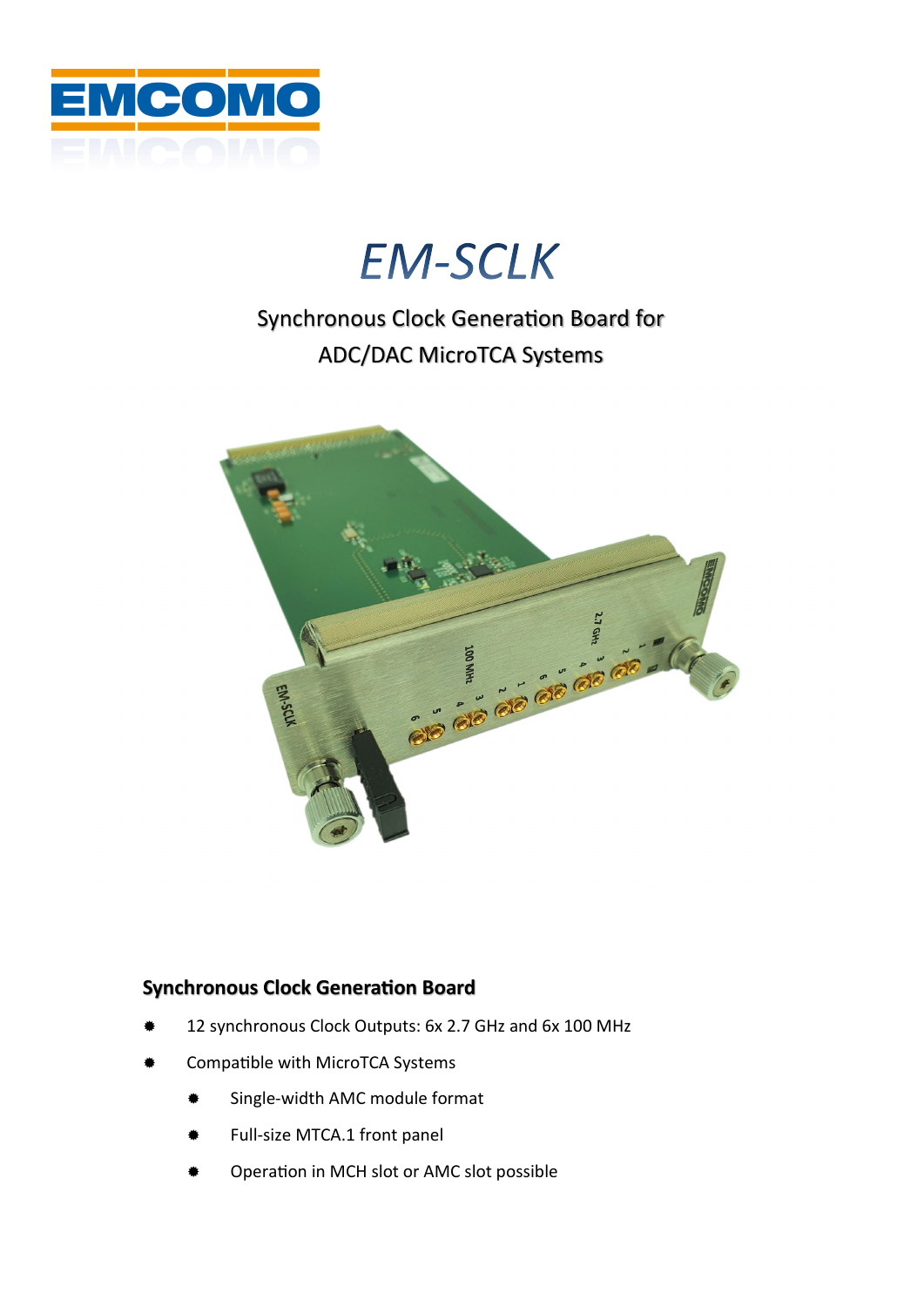# EM-SCLK

Synchronous Clock Generation Board for
ADC/DAC MicroTCA Systems

### Synchronous Clock Generation Board

- 12 synchronous Clock Outputs: 6x 2.7 GHz and 6x 100 MHz
- Compatible with MicroTCA Systems
  - Single-width AMC module format
  - Full-size MTCA.1 front panel
  - Operation in MCH slot or AMC slot possible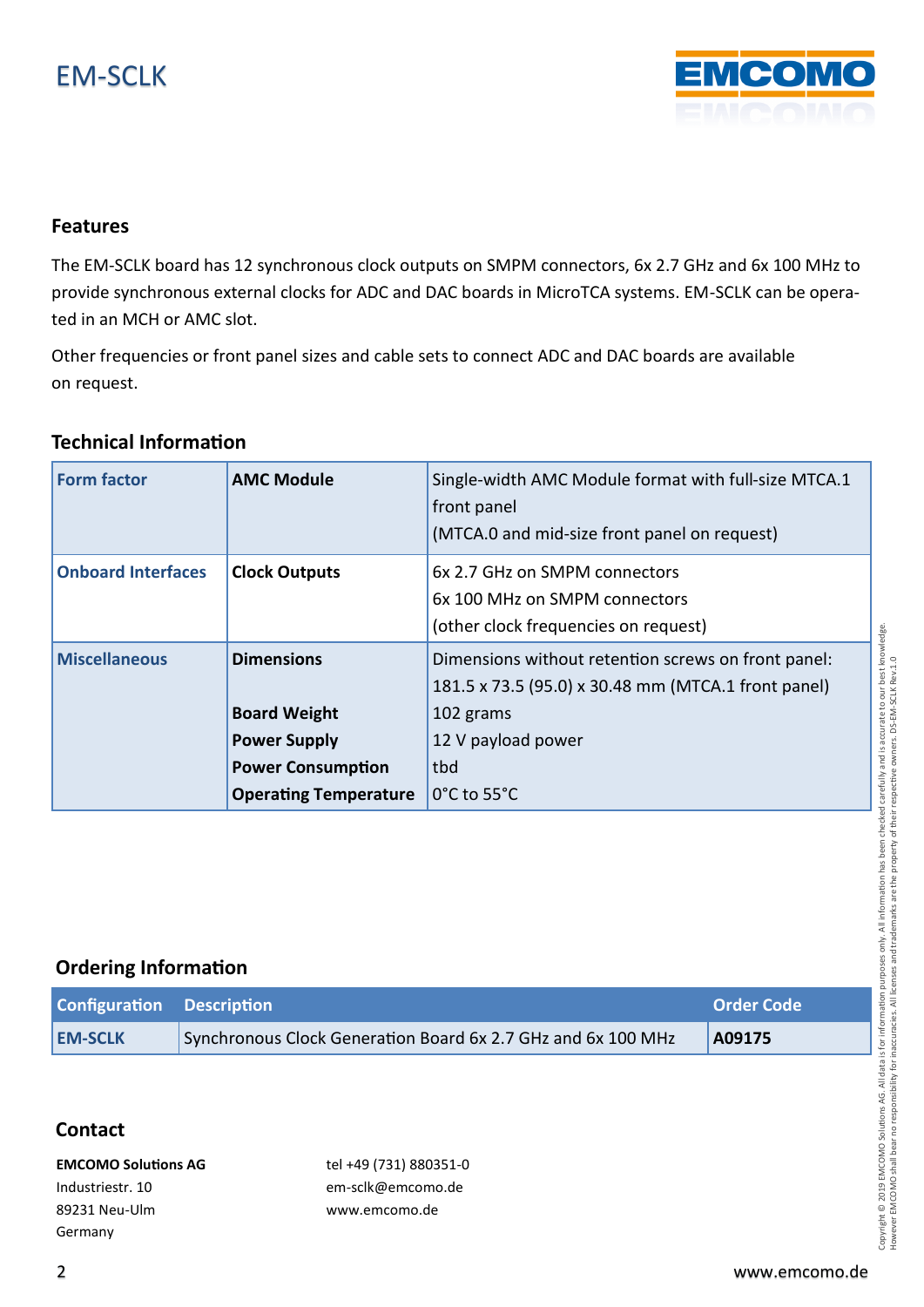## Features

The EM-SCLK board has 12 synchronous clock outputs on SMPM connectors, 6x 2.7 GHz and 6x 100 MHz to provide synchronous external clocks for ADC and DAC boards in MicroTCA systems. EM-SCLK can be operated in an MCH or AMC slot.

Other frequencies or front panel sizes and cable sets to connect ADC and DAC boards are available on request.

## Technical Information

| | | |
|---|---|---|
| **Form factor** | **AMC Module** | Single-width AMC Module format with full-size MTCA.1 front panel<br>(MTCA.0 and mid-size front panel on request) |
| **Onboard Interfaces** | **Clock Outputs** | 6x 2.7 GHz on SMPM connectors<br>6x 100 MHz on SMPM connectors<br>(other clock frequencies on request) |
| **Miscellaneous** | **Dimensions** | Dimensions without retention screws on front panel:<br>181.5 x 73.5 (95.0) x 30.48 mm (MTCA.1 front panel) |
| | **Board Weight** | 102 grams |
| | **Power Supply** | 12 V payload power |
| | **Power Consumption** | tbd |
| | **Operating Temperature** | 0°C to 55°C |

## Ordering Information

| Configuration | Description | Order Code |
|---|---|---|
| **EM-SCLK** | Synchronous Clock Generation Board 6x 2.7 GHz and 6x 100 MHz | **A09175** |

## Contact

**EMCOMO Solutions AG**
Industriestr. 10
89231 Neu-Ulm
Germany

tel +49 (731) 880351-0
em-sclk@emcomo.de
www.emcomo.de

Copyright © 2019 EMCOMO Solutions AG. All data is for information purposes only. All information has been checked carefully and is accurate to our best knowledge. However EMCOMO shall bear no responsibility for inaccuracies. All licenses and trademarks are the property of their respective owners. DS-EM-SCLK Rev.1.0